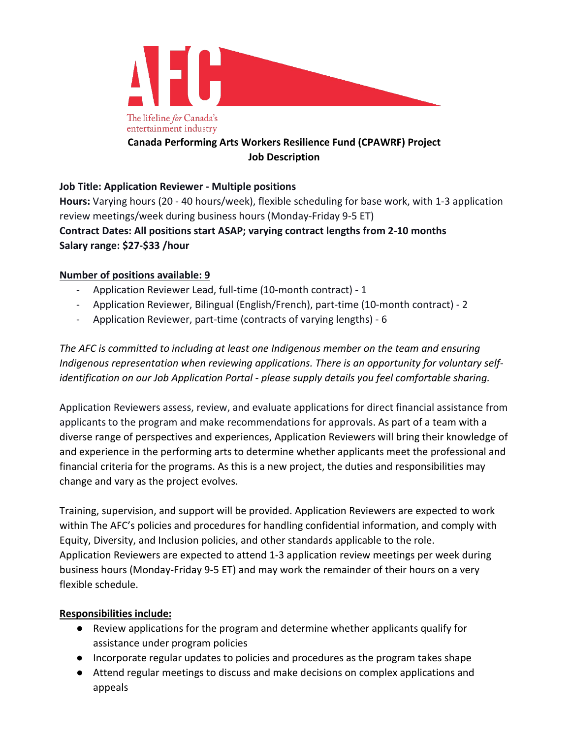AFC

The lifeline *for* Canada's entertainment industry

**Canada Performing Arts Workers Resilience Fund (CPAWRF) Project**
**Job Description**

**Job Title: Application Reviewer - Multiple positions**
**Hours:** Varying hours (20 - 40 hours/week), flexible scheduling for base work, with 1-3 application review meetings/week during business hours (Monday-Friday 9-5 ET)
**Contract Dates: All positions start ASAP; varying contract lengths from 2-10 months**
**Salary range: $27-$33 /hour**

**Number of positions available: 9**

- Application Reviewer Lead, full-time (10-month contract) - 1
- Application Reviewer, Bilingual (English/French), part-time (10-month contract) - 2
- Application Reviewer, part-time (contracts of varying lengths) - 6

*The AFC is committed to including at least one Indigenous member on the team and ensuring Indigenous representation when reviewing applications. There is an opportunity for voluntary self-identification on our Job Application Portal - please supply details you feel comfortable sharing.*

Application Reviewers assess, review, and evaluate applications for direct financial assistance from applicants to the program and make recommendations for approvals. As part of a team with a diverse range of perspectives and experiences, Application Reviewers will bring their knowledge of and experience in the performing arts to determine whether applicants meet the professional and financial criteria for the programs. As this is a new project, the duties and responsibilities may change and vary as the project evolves.

Training, supervision, and support will be provided. Application Reviewers are expected to work within The AFC's policies and procedures for handling confidential information, and comply with Equity, Diversity, and Inclusion policies, and other standards applicable to the role. Application Reviewers are expected to attend 1-3 application review meetings per week during business hours (Monday-Friday 9-5 ET) and may work the remainder of their hours on a very flexible schedule.

**Responsibilities include:**

- Review applications for the program and determine whether applicants qualify for assistance under program policies
- Incorporate regular updates to policies and procedures as the program takes shape
- Attend regular meetings to discuss and make decisions on complex applications and appeals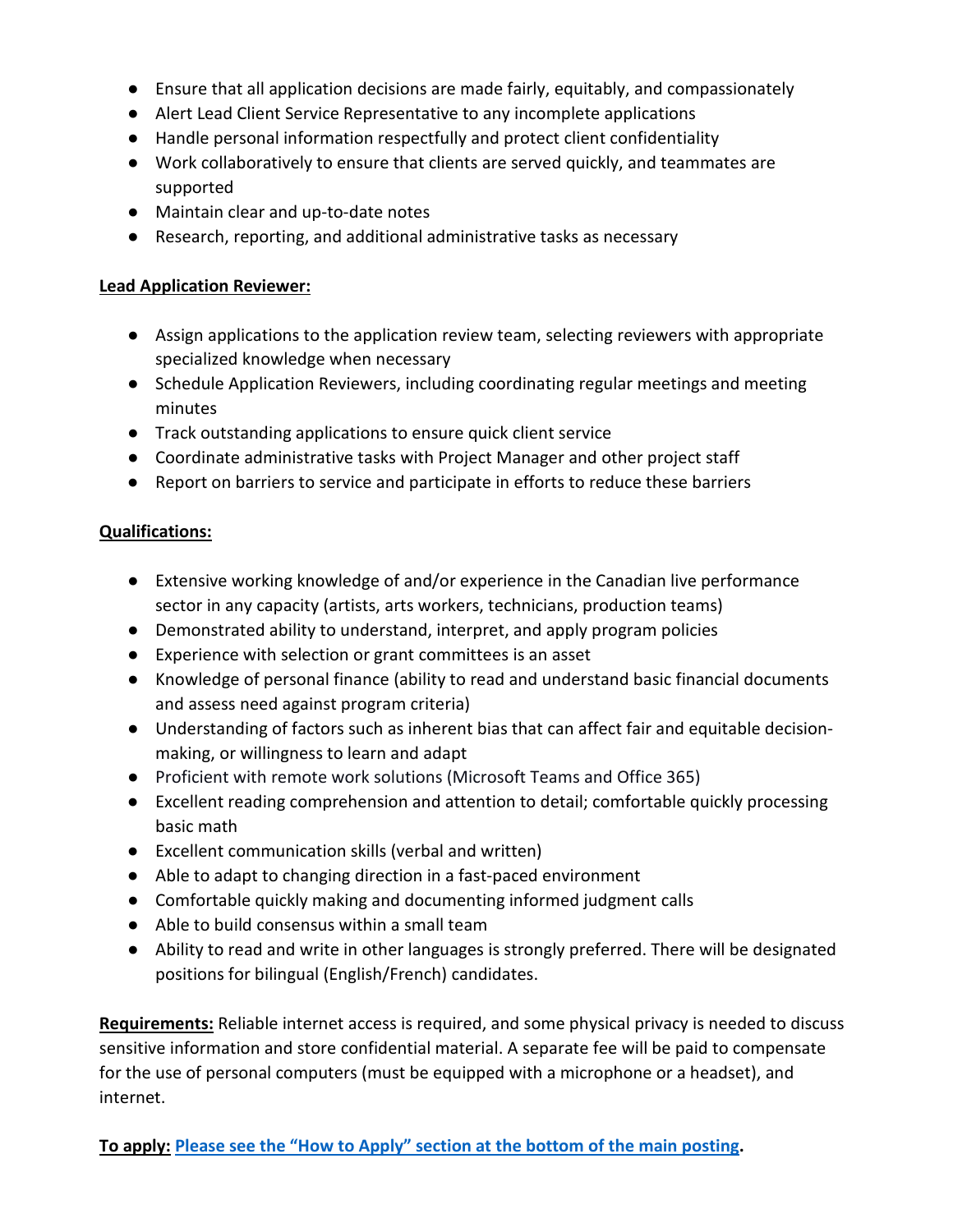- Ensure that all application decisions are made fairly, equitably, and compassionately
- Alert Lead Client Service Representative to any incomplete applications
- Handle personal information respectfully and protect client confidentiality
- Work collaboratively to ensure that clients are served quickly, and teammates are supported
- Maintain clear and up-to-date notes
- Research, reporting, and additional administrative tasks as necessary

**Lead Application Reviewer:**

- Assign applications to the application review team, selecting reviewers with appropriate specialized knowledge when necessary
- Schedule Application Reviewers, including coordinating regular meetings and meeting minutes
- Track outstanding applications to ensure quick client service
- Coordinate administrative tasks with Project Manager and other project staff
- Report on barriers to service and participate in efforts to reduce these barriers

**Qualifications:**

- Extensive working knowledge of and/or experience in the Canadian live performance sector in any capacity (artists, arts workers, technicians, production teams)
- Demonstrated ability to understand, interpret, and apply program policies
- Experience with selection or grant committees is an asset
- Knowledge of personal finance (ability to read and understand basic financial documents and assess need against program criteria)
- Understanding of factors such as inherent bias that can affect fair and equitable decision-making, or willingness to learn and adapt
- Proficient with remote work solutions (Microsoft Teams and Office 365)
- Excellent reading comprehension and attention to detail; comfortable quickly processing basic math
- Excellent communication skills (verbal and written)
- Able to adapt to changing direction in a fast-paced environment
- Comfortable quickly making and documenting informed judgment calls
- Able to build consensus within a small team
- Ability to read and write in other languages is strongly preferred. There will be designated positions for bilingual (English/French) candidates.

**Requirements:** Reliable internet access is required, and some physical privacy is needed to discuss sensitive information and store confidential material. A separate fee will be paid to compensate for the use of personal computers (must be equipped with a microphone or a headset), and internet.

**To apply:** **Please see the "How to Apply" section at the bottom of the main posting.**